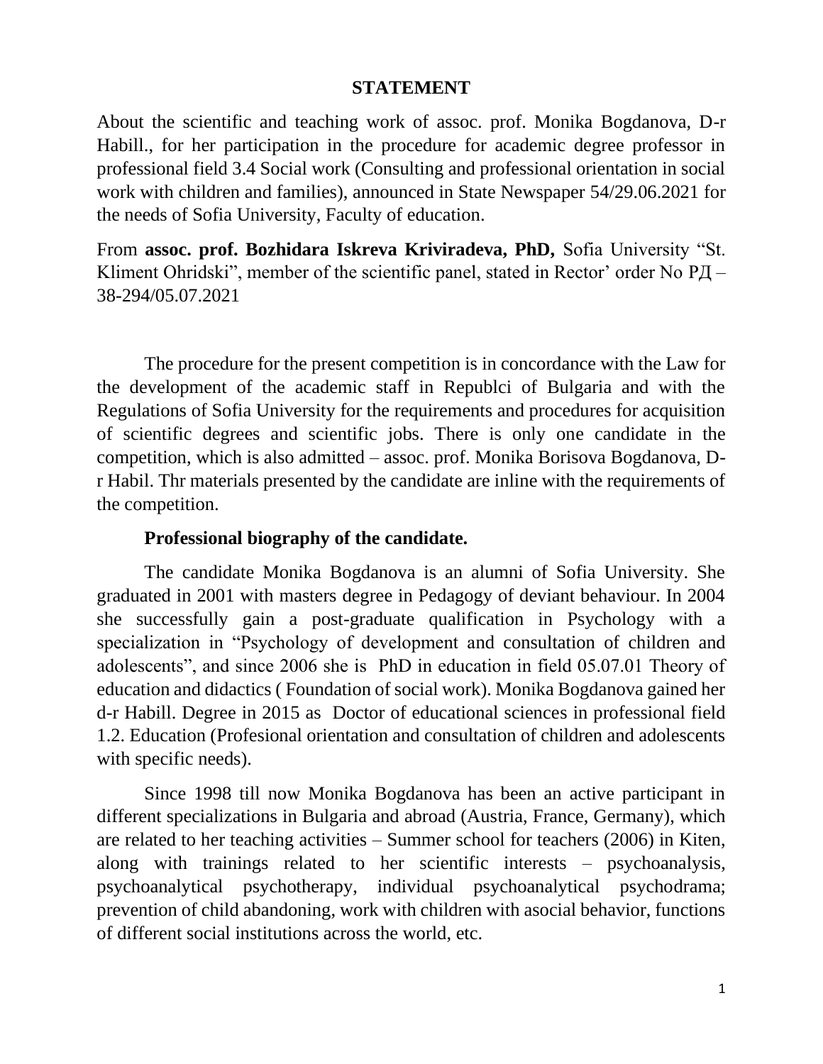# STATEMENT

About the scientific and teaching work of assoc. prof. Monika Bogdanova, D-r Habill., for her participation in the procedure for academic degree professor in professional field 3.4 Social work (Consulting and professional orientation in social work with children and families), announced in State Newspaper 54/29.06.2021 for the needs of Sofia University, Faculty of education.

From **assoc. prof. Bozhidara Iskreva Kriviradeva, PhD,** Sofia University "St. Kliment Ohridski", member of the scientific panel, stated in Rector' order No РД – 38-294/05.07.2021

The procedure for the present competition is in concordance with the Law for the development of the academic staff in Republci of Bulgaria and with the Regulations of Sofia University for the requirements and procedures for acquisition of scientific degrees and scientific jobs. There is only one candidate in the competition, which is also admitted – assoc. prof. Monika Borisova Bogdanova, D-r Habil. Thr materials presented by the candidate are inline with the requirements of the competition.

**Professional biography of the candidate.**

The candidate Monika Bogdanova is an alumni of Sofia University. She graduated in 2001 with masters degree in Pedagogy of deviant behaviour. In 2004 she successfully gain a post-graduate qualification in Psychology with a specialization in "Psychology of development and consultation of children and adolescents", and since 2006 she is PhD in education in field 05.07.01 Theory of education and didactics ( Foundation of social work). Monika Bogdanova gained her d-r Habill. Degree in 2015 as Doctor of educational sciences in professional field 1.2. Education (Profesional orientation and consultation of children and adolescents with specific needs).

Since 1998 till now Monika Bogdanova has been an active participant in different specializations in Bulgaria and abroad (Austria, France, Germany), which are related to her teaching activities – Summer school for teachers (2006) in Kiten, along with trainings related to her scientific interests – psychoanalysis, psychoanalytical psychotherapy, individual psychoanalytical psychodrama; prevention of child abandoning, work with children with asocial behavior, functions of different social institutions across the world, etc.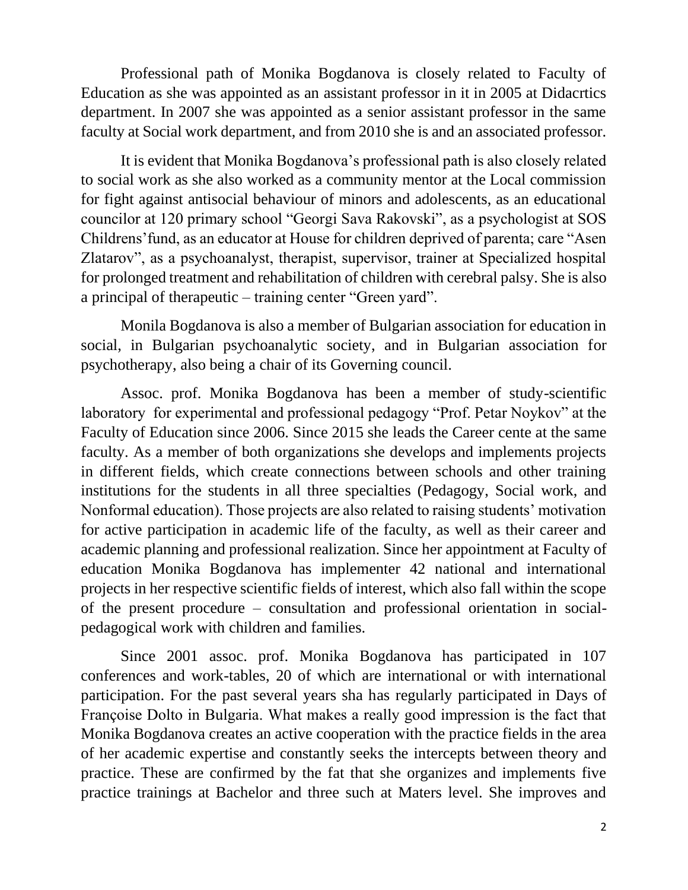Professional path of Monika Bogdanova is closely related to Faculty of Education as she was appointed as an assistant professor in it in 2005 at Didacrtics department. In 2007 she was appointed as a senior assistant professor in the same faculty at Social work department, and from 2010 she is and an associated professor.

It is evident that Monika Bogdanova's professional path is also closely related to social work as she also worked as a community mentor at the Local commission for fight against antisocial behaviour of minors and adolescents, as an educational councilor at 120 primary school "Georgi Sava Rakovski", as a psychologist at SOS Childrens' fund, as an educator at House for children deprived of parenta; care "Asen Zlatarov", as a psychoanalyst, therapist, supervisor, trainer at Specialized hospital for prolonged treatment and rehabilitation of children with cerebral palsy. She is also a principal of therapeutic – training center "Green yard".

Monila Bogdanova is also a member of Bulgarian association for education in social, in Bulgarian psychoanalytic society, and in Bulgarian association for psychotherapy, also being a chair of its Governing council.

Assoc. prof. Monika Bogdanova has been a member of study-scientific laboratory for experimental and professional pedagogy "Prof. Petar Noykov" at the Faculty of Education since 2006. Since 2015 she leads the Career cente at the same faculty. As a member of both organizations she develops and implements projects in different fields, which create connections between schools and other training institutions for the students in all three specialties (Pedagogy, Social work, and Nonformal education). Those projects are also related to raising students' motivation for active participation in academic life of the faculty, as well as their career and academic planning and professional realization. Since her appointment at Faculty of education Monika Bogdanova has implementer 42 national and international projects in her respective scientific fields of interest, which also fall within the scope of the present procedure – consultation and professional orientation in social-pedagogical work with children and families.

Since 2001 assoc. prof. Monika Bogdanova has participated in 107 conferences and work-tables, 20 of which are international or with international participation. For the past several years sha has regularly participated in Days of Françoise Dolto in Bulgaria. What makes a really good impression is the fact that Monika Bogdanova creates an active cooperation with the practice fields in the area of her academic expertise and constantly seeks the intercepts between theory and practice. These are confirmed by the fat that she organizes and implements five practice trainings at Bachelor and three such at Maters level. She improves and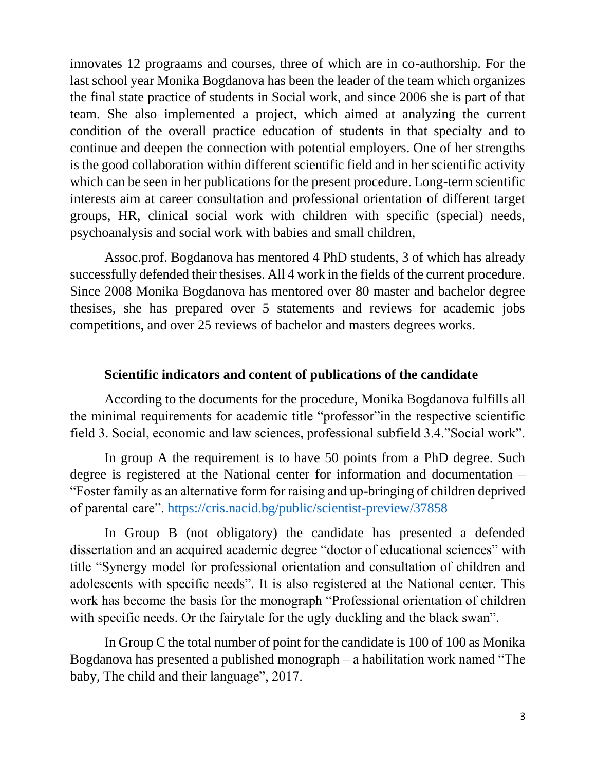innovates 12 prograams and courses, three of which are in co-authorship. For the last school year Monika Bogdanova has been the leader of the team which organizes the final state practice of students in Social work, and since 2006 she is part of that team. She also implemented a project, which aimed at analyzing the current condition of the overall practice education of students in that specialty and to continue and deepen the connection with potential employers. One of her strengths is the good collaboration within different scientific field and in her scientific activity which can be seen in her publications for the present procedure. Long-term scientific interests aim at career consultation and professional orientation of different target groups, HR, clinical social work with children with specific (special) needs, psychoanalysis and social work with babies and small children,

Assoc.prof. Bogdanova has mentored 4 PhD students, 3 of which has already successfully defended their thesises. All 4 work in the fields of the current procedure. Since 2008 Monika Bogdanova has mentored over 80 master and bachelor degree thesises, she has prepared over 5 statements and reviews for academic jobs competitions, and over 25 reviews of bachelor and masters degrees works.

**Scientific indicators and content of publications of the candidate**

According to the documents for the procedure, Monika Bogdanova fulfills all the minimal requirements for academic title "professor"in the respective scientific field 3. Social, economic and law sciences, professional subfield 3.4."Social work".

In group A the requirement is to have 50 points from a PhD degree. Such degree is registered at the National center for information and documentation – "Foster family as an alternative form for raising and up-bringing of children deprived of parental care". https://cris.nacid.bg/public/scientist-preview/37858

In Group B (not obligatory) the candidate has presented a defended dissertation and an acquired academic degree "doctor of educational sciences" with title "Synergy model for professional orientation and consultation of children and adolescents with specific needs". It is also registered at the National center. This work has become the basis for the monograph "Professional orientation of children with specific needs. Or the fairytale for the ugly duckling and the black swan".

In Group C the total number of point for the candidate is 100 of 100 as Monika Bogdanova has presented a published monograph – a habilitation work named "The baby, The child and their language", 2017.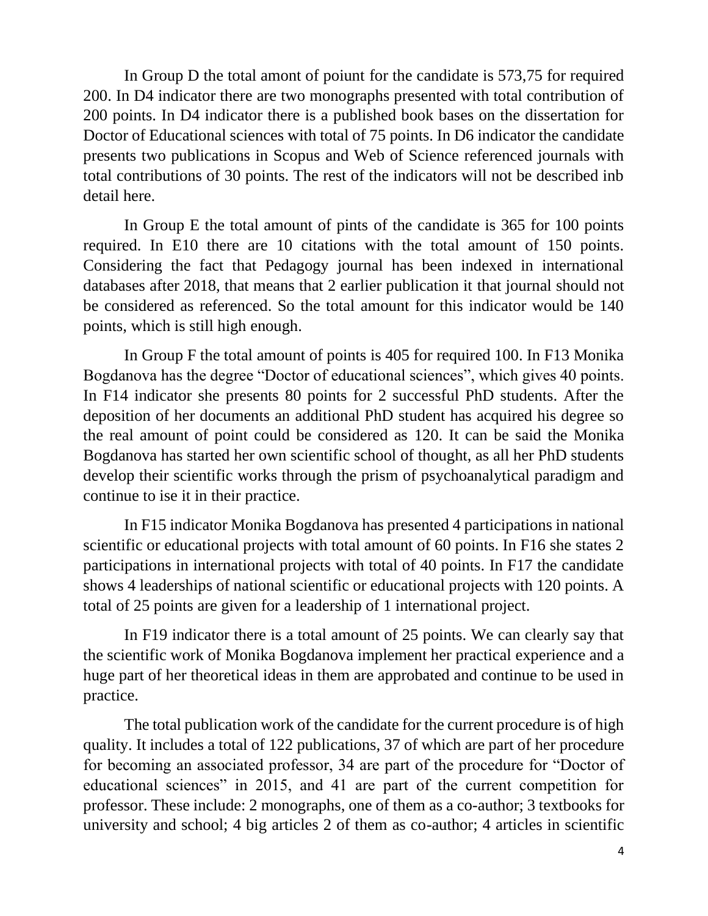In Group D the total amont of poiunt for the candidate is 573,75 for required 200. In D4 indicator there are two monographs presented with total contribution of 200 points. In D4 indicator there is a published book bases on the dissertation for Doctor of Educational sciences with total of 75 points. In D6 indicator the candidate presents two publications in Scopus and Web of Science referenced journals with total contributions of 30 points. The rest of the indicators will not be described inb detail here.

In Group E the total amount of pints of the candidate is 365 for 100 points required. In E10 there are 10 citations with the total amount of 150 points. Considering the fact that Pedagogy journal has been indexed in international databases after 2018, that means that 2 earlier publication it that journal should not be considered as referenced. So the total amount for this indicator would be 140 points, which is still high enough.

In Group F the total amount of points is 405 for required 100. In F13 Monika Bogdanova has the degree "Doctor of educational sciences", which gives 40 points. In F14 indicator she presents 80 points for 2 successful PhD students. After the deposition of her documents an additional PhD student has acquired his degree so the real amount of point could be considered as 120. It can be said the Monika Bogdanova has started her own scientific school of thought, as all her PhD students develop their scientific works through the prism of psychoanalytical paradigm and continue to ise it in their practice.

In F15 indicator Monika Bogdanova has presented 4 participations in national scientific or educational projects with total amount of 60 points. In F16 she states 2 participations in international projects with total of 40 points. In F17 the candidate shows 4 leaderships of national scientific or educational projects with 120 points. A total of 25 points are given for a leadership of 1 international project.

In F19 indicator there is a total amount of 25 points. We can clearly say that the scientific work of Monika Bogdanova implement her practical experience and a huge part of her theoretical ideas in them are approbated and continue to be used in practice.

The total publication work of the candidate for the current procedure is of high quality. It includes a total of 122 publications, 37 of which are part of her procedure for becoming an associated professor, 34 are part of the procedure for "Doctor of educational sciences" in 2015, and 41 are part of the current competition for professor. These include: 2 monographs, one of them as a co-author; 3 textbooks for university and school; 4 big articles 2 of them as co-author; 4 articles in scientific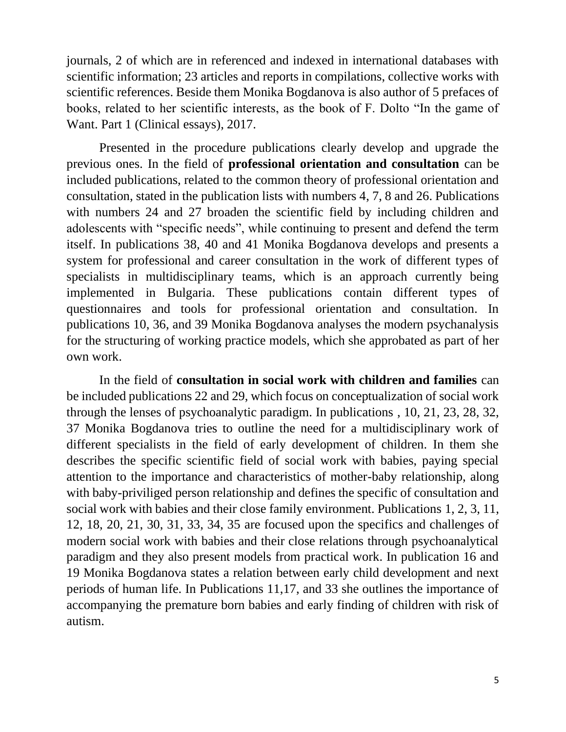journals, 2 of which are in referenced and indexed in international databases with scientific information; 23 articles and reports in compilations, collective works with scientific references. Beside them Monika Bogdanova is also author of 5 prefaces of books, related to her scientific interests, as the book of F. Dolto "In the game of Want. Part 1 (Clinical essays), 2017.

Presented in the procedure publications clearly develop and upgrade the previous ones. In the field of **professional orientation and consultation** can be included publications, related to the common theory of professional orientation and consultation, stated in the publication lists with numbers 4, 7, 8 and 26. Publications with numbers 24 and 27 broaden the scientific field by including children and adolescents with "specific needs", while continuing to present and defend the term itself. In publications 38, 40 and 41 Monika Bogdanova develops and presents a system for professional and career consultation in the work of different types of specialists in multidisciplinary teams, which is an approach currently being implemented in Bulgaria. These publications contain different types of questionnaires and tools for professional orientation and consultation. In publications 10, 36, and 39 Monika Bogdanova analyses the modern psychanalysis for the structuring of working practice models, which she approbated as part of her own work.

In the field of **consultation in social work with children and families** can be included publications 22 and 29, which focus on conceptualization of social work through the lenses of psychoanalytic paradigm. In publications , 10, 21, 23, 28, 32, 37 Monika Bogdanova tries to outline the need for a multidisciplinary work of different specialists in the field of early development of children. In them she describes the specific scientific field of social work with babies, paying special attention to the importance and characteristics of mother-baby relationship, along with baby-priviliged person relationship and defines the specific of consultation and social work with babies and their close family environment. Publications 1, 2, 3, 11, 12, 18, 20, 21, 30, 31, 33, 34, 35 are focused upon the specifics and challenges of modern social work with babies and their close relations through psychoanalytical paradigm and they also present models from practical work. In publication 16 and 19 Monika Bogdanova states a relation between early child development and next periods of human life. In Publications 11,17, and 33 she outlines the importance of accompanying the premature born babies and early finding of children with risk of autism.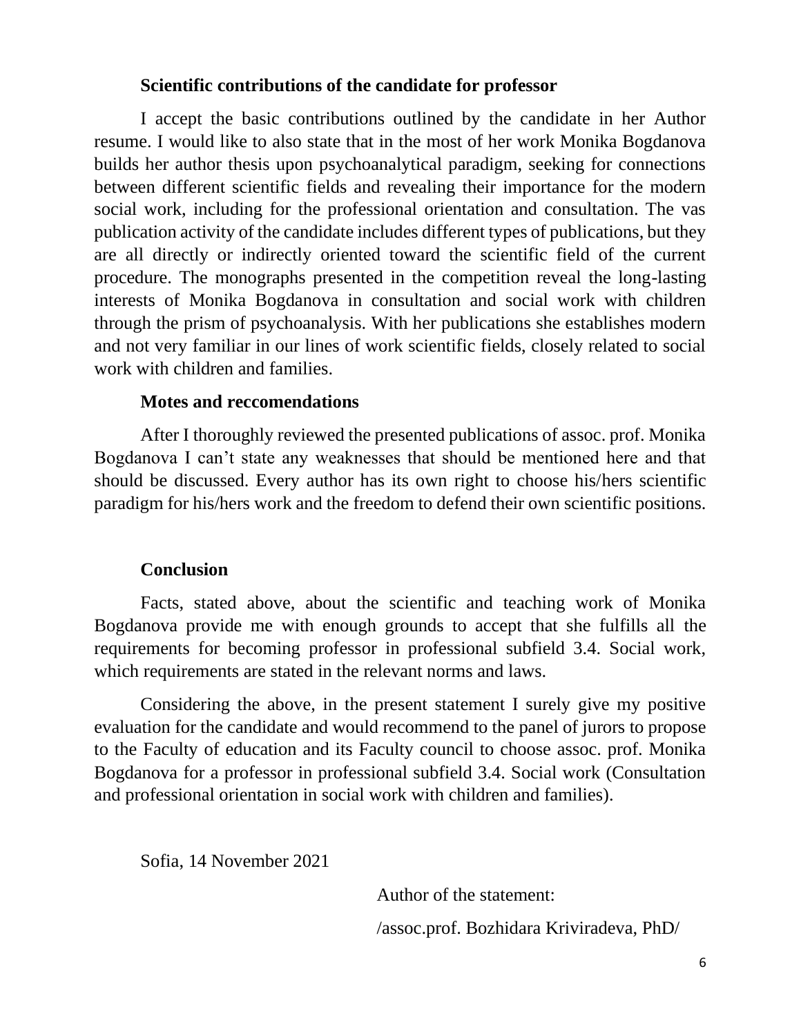**Scientific contributions of the candidate for professor**

I accept the basic contributions outlined by the candidate in her Author resume. I would like to also state that in the most of her work Monika Bogdanova builds her author thesis upon psychoanalytical paradigm, seeking for connections between different scientific fields and revealing their importance for the modern social work, including for the professional orientation and consultation. The vas publication activity of the candidate includes different types of publications, but they are all directly or indirectly oriented toward the scientific field of the current procedure. The monographs presented in the competition reveal the long-lasting interests of Monika Bogdanova in consultation and social work with children through the prism of psychoanalysis. With her publications she establishes modern and not very familiar in our lines of work scientific fields, closely related to social work with children and families.

**Motes and reccomendations**

After I thoroughly reviewed the presented publications of assoc. prof. Monika Bogdanova I can't state any weaknesses that should be mentioned here and that should be discussed. Every author has its own right to choose his/hers scientific paradigm for his/hers work and the freedom to defend their own scientific positions.

**Conclusion**

Facts, stated above, about the scientific and teaching work of Monika Bogdanova provide me with enough grounds to accept that she fulfills all the requirements for becoming professor in professional subfield 3.4. Social work, which requirements are stated in the relevant norms and laws.

Considering the above, in the present statement I surely give my positive evaluation for the candidate and would recommend to the panel of jurors to propose to the Faculty of education and its Faculty council to choose assoc. prof. Monika Bogdanova for a professor in professional subfield 3.4. Social work (Consultation and professional orientation in social work with children and families).

Sofia, 14 November 2021

Author of the statement:

/assoc.prof. Bozhidara Kriviradeva, PhD/